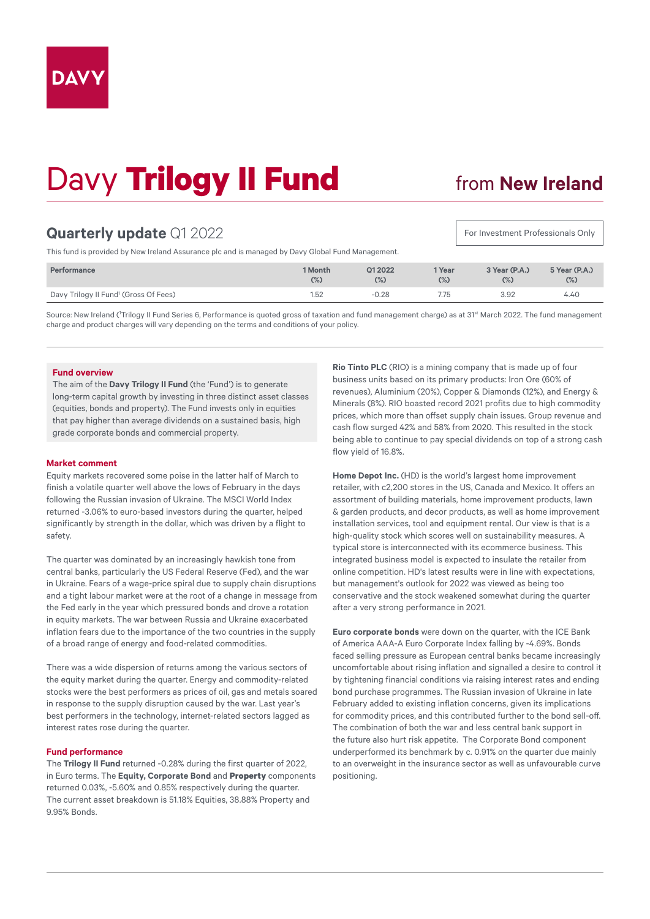DAVY

# Davy **Trilogy II Fund** from **New Ireland**

## **Quarterly update** Q1 2022

For Investment Professionals Only

This fund is provided by New Ireland Assurance plc and is managed by Davy Global Fund Management.

| Performance | 1 Month (%) | Q1 2022 (%) | 1 Year (%) | 3 Year (P.A.) (%) | 5 Year (P.A.) (%) |
|---|---|---|---|---|---|
| Davy Trilogy II Fund[1] (Gross Of Fees) | 1.52 | -0.28 | 7.75 | 3.92 | 4.40 |

Source: New Ireland ([1]Trilogy II Fund Series 6, Performance is quoted gross of taxation and fund management charge) as at 31st March 2022. The fund management charge and product charges will vary depending on the terms and conditions of your policy.

### Fund overview

The aim of the **Davy Trilogy II Fund** (the 'Fund') is to generate long-term capital growth by investing in three distinct asset classes (equities, bonds and property). The Fund invests only in equities that pay higher than average dividends on a sustained basis, high grade corporate bonds and commercial property.

### Market comment

Equity markets recovered some poise in the latter half of March to finish a volatile quarter well above the lows of February in the days following the Russian invasion of Ukraine. The MSCI World Index returned -3.06% to euro-based investors during the quarter, helped significantly by strength in the dollar, which was driven by a flight to safety.

The quarter was dominated by an increasingly hawkish tone from central banks, particularly the US Federal Reserve (Fed), and the war in Ukraine. Fears of a wage-price spiral due to supply chain disruptions and a tight labour market were at the root of a change in message from the Fed early in the year which pressured bonds and drove a rotation in equity markets. The war between Russia and Ukraine exacerbated inflation fears due to the importance of the two countries in the supply of a broad range of energy and food-related commodities.

There was a wide dispersion of returns among the various sectors of the equity market during the quarter. Energy and commodity-related stocks were the best performers as prices of oil, gas and metals soared in response to the supply disruption caused by the war. Last year's best performers in the technology, internet-related sectors lagged as interest rates rose during the quarter.

### Fund performance

The **Trilogy II Fund** returned -0.28% during the first quarter of 2022, in Euro terms. The **Equity, Corporate Bond** and **Property** components returned 0.03%, -5.60% and 0.85% respectively during the quarter. The current asset breakdown is 51.18% Equities, 38.88% Property and 9.95% Bonds.

**Rio Tinto PLC** (RIO) is a mining company that is made up of four business units based on its primary products: Iron Ore (60% of revenues), Aluminium (20%), Copper & Diamonds (12%), and Energy & Minerals (8%). RIO boasted record 2021 profits due to high commodity prices, which more than offset supply chain issues. Group revenue and cash flow surged 42% and 58% from 2020. This resulted in the stock being able to continue to pay special dividends on top of a strong cash flow yield of 16.8%.

**Home Depot Inc.** (HD) is the world's largest home improvement retailer, with c2,200 stores in the US, Canada and Mexico. It offers an assortment of building materials, home improvement products, lawn & garden products, and decor products, as well as home improvement installation services, tool and equipment rental. Our view is that is a high-quality stock which scores well on sustainability measures. A typical store is interconnected with its ecommerce business. This integrated business model is expected to insulate the retailer from online competition. HD's latest results were in line with expectations, but management's outlook for 2022 was viewed as being too conservative and the stock weakened somewhat during the quarter after a very strong performance in 2021.

**Euro corporate bonds** were down on the quarter, with the ICE Bank of America AAA-A Euro Corporate Index falling by -4.69%. Bonds faced selling pressure as European central banks became increasingly uncomfortable about rising inflation and signalled a desire to control it by tightening financial conditions via raising interest rates and ending bond purchase programmes. The Russian invasion of Ukraine in late February added to existing inflation concerns, given its implications for commodity prices, and this contributed further to the bond sell-off. The combination of both the war and less central bank support in the future also hurt risk appetite. The Corporate Bond component underperformed its benchmark by c. 0.91% on the quarter due mainly to an overweight in the insurance sector as well as unfavourable curve positioning.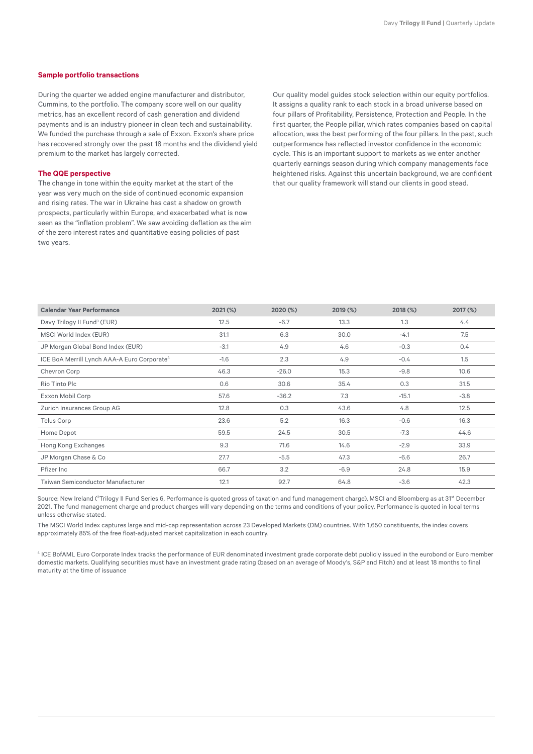### Sample portfolio transactions

During the quarter we added engine manufacturer and distributor, Cummins, to the portfolio. The company score well on our quality metrics, has an excellent record of cash generation and dividend payments and is an industry pioneer in clean tech and sustainability. We funded the purchase through a sale of Exxon. Exxon's share price has recovered strongly over the past 18 months and the dividend yield premium to the market has largely corrected.

### The QQE perspective

The change in tone within the equity market at the start of the year was very much on the side of continued economic expansion and rising rates. The war in Ukraine has cast a shadow on growth prospects, particularly within Europe, and exacerbated what is now seen as the "inflation problem". We saw avoiding deflation as the aim of the zero interest rates and quantitative easing policies of past two years.

Our quality model guides stock selection within our equity portfolios. It assigns a quality rank to each stock in a broad universe based on four pillars of Profitability, Persistence, Protection and People. In the first quarter, the People pillar, which rates companies based on capital allocation, was the best performing of the four pillars. In the past, such outperformance has reflected investor confidence in the economic cycle. This is an important support to markets as we enter another quarterly earnings season during which company managements face heightened risks. Against this uncertain background, we are confident that our quality framework will stand our clients in good stead.

| Calendar Year Performance | 2021 (%) | 2020 (%) | 2019 (%) | 2018 (%) | 2017 (%) |
|---|---|---|---|---|---|
| Davy Trilogy II Fund[3] (EUR) | 12.5 | -6.7 | 13.3 | 1.3 | 4.4 |
| MSCI World Index (EUR) | 31.1 | 6.3 | 30.0 | -4.1 | 7.5 |
| JP Morgan Global Bond Index (EUR) | -3.1 | 4.9 | 4.6 | -0.3 | 0.4 |
| ICE BoA Merrill Lynch AAA-A Euro Corporate[4] | -1.6 | 2.3 | 4.9 | -0.4 | 1.5 |
| Chevron Corp | 46.3 | -26.0 | 15.3 | -9.8 | 10.6 |
| Rio Tinto Plc | 0.6 | 30.6 | 35.4 | 0.3 | 31.5 |
| Exxon Mobil Corp | 57.6 | -36.2 | 7.3 | -15.1 | -3.8 |
| Zurich Insurances Group AG | 12.8 | 0.3 | 43.6 | 4.8 | 12.5 |
| Telus Corp | 23.6 | 5.2 | 16.3 | -0.6 | 16.3 |
| Home Depot | 59.5 | 24.5 | 30.5 | -7.3 | 44.6 |
| Hong Kong Exchanges | 9.3 | 71.6 | 14.6 | -2.9 | 33.9 |
| JP Morgan Chase & Co | 27.7 | -5.5 | 47.3 | -6.6 | 26.7 |
| Pfizer Inc | 66.7 | 3.2 | -6.9 | 24.8 | 15.9 |
| Taiwan Semiconductor Manufacturer | 12.1 | 92.7 | 64.8 | -3.6 | 42.3 |

Source: New Ireland ([3]Trilogy II Fund Series 6, Performance is quoted gross of taxation and fund management charge), MSCI and Bloomberg as at 31st December 2021. The fund management charge and product charges will vary depending on the terms and conditions of your policy. Performance is quoted in local terms unless otherwise stated.

The MSCI World Index captures large and mid-cap representation across 23 Developed Markets (DM) countries. With 1,650 constituents, the index covers approximately 85% of the free float-adjusted market capitalization in each country.

[4] ICE BofAML Euro Corporate Index tracks the performance of EUR denominated investment grade corporate debt publicly issued in the eurobond or Euro member domestic markets. Qualifying securities must have an investment grade rating (based on an average of Moody's, S&P and Fitch) and at least 18 months to final maturity at the time of issuance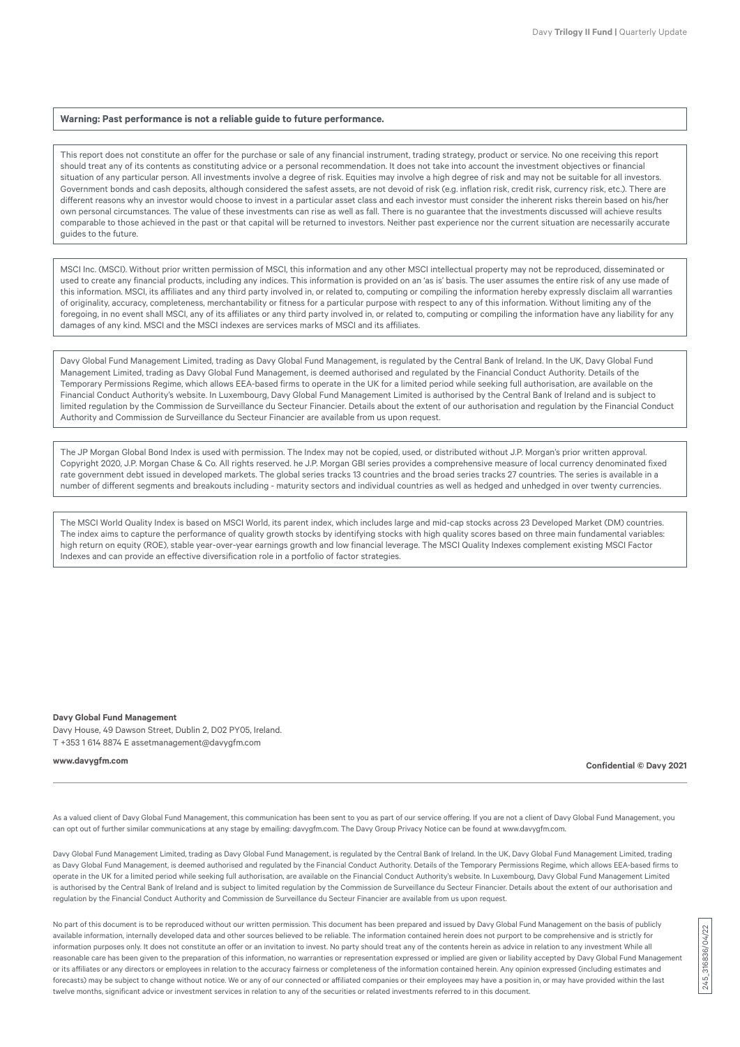**Warning: Past performance is not a reliable guide to future performance.**

This report does not constitute an offer for the purchase or sale of any financial instrument, trading strategy, product or service. No one receiving this report should treat any of its contents as constituting advice or a personal recommendation. It does not take into account the investment objectives or financial situation of any particular person. All investments involve a degree of risk. Equities may involve a high degree of risk and may not be suitable for all investors. Government bonds and cash deposits, although considered the safest assets, are not devoid of risk (e.g. inflation risk, credit risk, currency risk, etc.). There are different reasons why an investor would choose to invest in a particular asset class and each investor must consider the inherent risks therein based on his/her own personal circumstances. The value of these investments can rise as well as fall. There is no guarantee that the investments discussed will achieve results comparable to those achieved in the past or that capital will be returned to investors. Neither past experience nor the current situation are necessarily accurate guides to the future.

MSCI Inc. (MSCI). Without prior written permission of MSCI, this information and any other MSCI intellectual property may not be reproduced, disseminated or used to create any financial products, including any indices. This information is provided on an 'as is' basis. The user assumes the entire risk of any use made of this information. MSCI, its affiliates and any third party involved in, or related to, computing or compiling the information hereby expressly disclaim all warranties of originality, accuracy, completeness, merchantability or fitness for a particular purpose with respect to any of this information. Without limiting any of the foregoing, in no event shall MSCI, any of its affiliates or any third party involved in, or related to, computing or compiling the information have any liability for any damages of any kind. MSCI and the MSCI indexes are services marks of MSCI and its affiliates.

Davy Global Fund Management Limited, trading as Davy Global Fund Management, is regulated by the Central Bank of Ireland. In the UK, Davy Global Fund Management Limited, trading as Davy Global Fund Management, is deemed authorised and regulated by the Financial Conduct Authority. Details of the Temporary Permissions Regime, which allows EEA-based firms to operate in the UK for a limited period while seeking full authorisation, are available on the Financial Conduct Authority's website. In Luxembourg, Davy Global Fund Management Limited is authorised by the Central Bank of Ireland and is subject to limited regulation by the Commission de Surveillance du Secteur Financier. Details about the extent of our authorisation and regulation by the Financial Conduct Authority and Commission de Surveillance du Secteur Financier are available from us upon request.

The JP Morgan Global Bond Index is used with permission. The Index may not be copied, used, or distributed without J.P. Morgan's prior written approval. Copyright 2020, J.P. Morgan Chase & Co. All rights reserved. he J.P. Morgan GBI series provides a comprehensive measure of local currency denominated fixed rate government debt issued in developed markets. The global series tracks 13 countries and the broad series tracks 27 countries. The series is available in a number of different segments and breakouts including - maturity sectors and individual countries as well as hedged and unhedged in over twenty currencies.

The MSCI World Quality Index is based on MSCI World, its parent index, which includes large and mid-cap stocks across 23 Developed Market (DM) countries. The index aims to capture the performance of quality growth stocks by identifying stocks with high quality scores based on three main fundamental variables: high return on equity (ROE), stable year-over-year earnings growth and low financial leverage. The MSCI Quality Indexes complement existing MSCI Factor Indexes and can provide an effective diversification role in a portfolio of factor strategies.

**Davy Global Fund Management**
Davy House, 49 Dawson Street, Dublin 2, D02 PY05, Ireland.
T +353 1 614 8874 E assetmanagement@davygfm.com

**www.davygfm.com**

**Confidential © Davy 2021**

As a valued client of Davy Global Fund Management, this communication has been sent to you as part of our service offering. If you are not a client of Davy Global Fund Management, you can opt out of further similar communications at any stage by emailing: davygfm.com. The Davy Group Privacy Notice can be found at www.davygfm.com.

Davy Global Fund Management Limited, trading as Davy Global Fund Management, is regulated by the Central Bank of Ireland. In the UK, Davy Global Fund Management Limited, trading as Davy Global Fund Management, is deemed authorised and regulated by the Financial Conduct Authority. Details of the Temporary Permissions Regime, which allows EEA-based firms to operate in the UK for a limited period while seeking full authorisation, are available on the Financial Conduct Authority's website. In Luxembourg, Davy Global Fund Management Limited is authorised by the Central Bank of Ireland and is subject to limited regulation by the Commission de Surveillance du Secteur Financier. Details about the extent of our authorisation and regulation by the Financial Conduct Authority and Commission de Surveillance du Secteur Financier are available from us upon request.

No part of this document is to be reproduced without our written permission. This document has been prepared and issued by Davy Global Fund Management on the basis of publicly available information, internally developed data and other sources believed to be reliable. The information contained herein does not purport to be comprehensive and is strictly for information purposes only. It does not constitute an offer or an invitation to invest. No party should treat any of the contents herein as advice in relation to any investment While all reasonable care has been given to the preparation of this information, no warranties or representation expressed or implied are given or liability accepted by Davy Global Fund Management or its affiliates or any directors or employees in relation to the accuracy fairness or completeness of the information contained herein. Any opinion expressed (including estimates and forecasts) may be subject to change without notice. We or any of our connected or affiliated companies or their employees may have a position in, or may have provided within the last twelve months, significant advice or investment services in relation to any of the securities or related investments referred to in this document.

245_316836/04/22